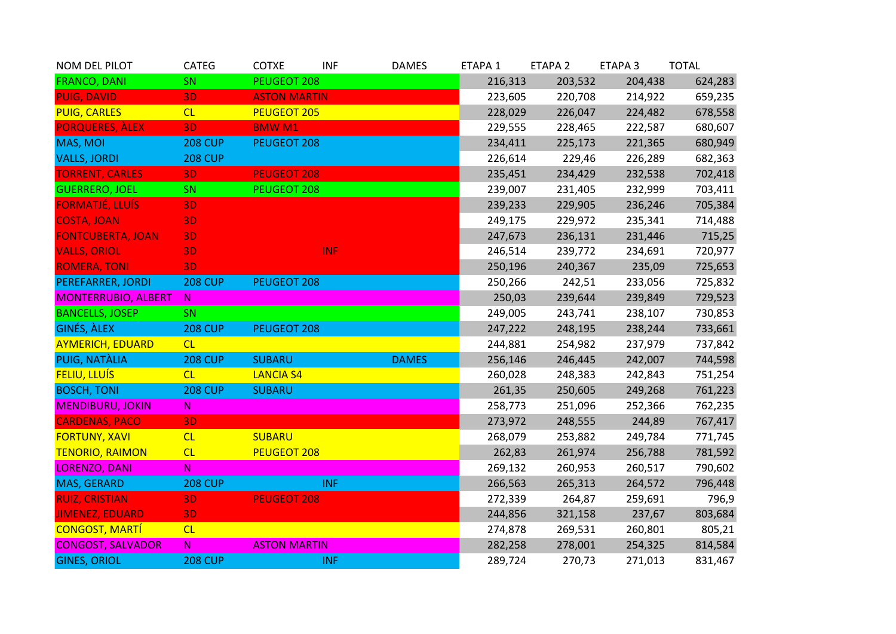| NOM DEL PILOT | CATEG | COTXE | INF | DAMES | ETAPA 1 | ETAPA 2 | ETAPA 3 | TOTAL |
|---|---|---|---|---|---|---|---|---|
| FRANCO, DANI | SN | PEUGEOT 208 | | | 216,313 | 203,532 | 204,438 | 624,283 |
| PUIG, DAVID | 3D | ASTON MARTIN | | | 223,605 | 220,708 | 214,922 | 659,235 |
| PUIG, CARLES | CL | PEUGEOT 205 | | | 228,029 | 226,047 | 224,482 | 678,558 |
| PORQUERES, ÀLEX | 3D | BMW M1 | | | 229,555 | 228,465 | 222,587 | 680,607 |
| MAS, MOI | 208 CUP | PEUGEOT 208 | | | 234,411 | 225,173 | 221,365 | 680,949 |
| VALLS, JORDI | 208 CUP | | | | 226,614 | 229,46 | 226,289 | 682,363 |
| TORRENT, CARLES | 3D | PEUGEOT 208 | | | 235,451 | 234,429 | 232,538 | 702,418 |
| GUERRERO, JOEL | SN | PEUGEOT 208 | | | 239,007 | 231,405 | 232,999 | 703,411 |
| FORMATJÉ, LLUÍS | 3D | | | | 239,233 | 229,905 | 236,246 | 705,384 |
| COSTA, JOAN | 3D | | | | 249,175 | 229,972 | 235,341 | 714,488 |
| FONTCUBERTA, JOAN | 3D | | | | 247,673 | 236,131 | 231,446 | 715,25 |
| VALLS, ORIOL | 3D | | INF | | 246,514 | 239,772 | 234,691 | 720,977 |
| ROMERA, TONI | 3D | | | | 250,196 | 240,367 | 235,09 | 725,653 |
| PEREFARRER, JORDI | 208 CUP | PEUGEOT 208 | | | 250,266 | 242,51 | 233,056 | 725,832 |
| MONTERRUBIO, ALBERT | N | | | | 250,03 | 239,644 | 239,849 | 729,523 |
| BANCELLS, JOSEP | SN | | | | 249,005 | 243,741 | 238,107 | 730,853 |
| GINÉS, ÀLEX | 208 CUP | PEUGEOT 208 | | | 247,222 | 248,195 | 238,244 | 733,661 |
| AYMERICH, EDUARD | CL | | | | 244,881 | 254,982 | 237,979 | 737,842 |
| PUIG, NATÀLIA | 208 CUP | SUBARU | | DAMES | 256,146 | 246,445 | 242,007 | 744,598 |
| FELIU, LLUÍS | CL | LANCIA S4 | | | 260,028 | 248,383 | 242,843 | 751,254 |
| BOSCH, TONI | 208 CUP | SUBARU | | | 261,35 | 250,605 | 249,268 | 761,223 |
| MENDIBURU, JOKIN | N | | | | 258,773 | 251,096 | 252,366 | 762,235 |
| CARDENAS, PACO | 3D | | | | 273,972 | 248,555 | 244,89 | 767,417 |
| FORTUNY, XAVI | CL | SUBARU | | | 268,079 | 253,882 | 249,784 | 771,745 |
| TENORIO, RAIMON | CL | PEUGEOT 208 | | | 262,83 | 261,974 | 256,788 | 781,592 |
| LORENZO, DANI | N | | | | 269,132 | 260,953 | 260,517 | 790,602 |
| MAS, GERARD | 208 CUP | | INF | | 266,563 | 265,313 | 264,572 | 796,448 |
| RUIZ, CRISTIAN | 3D | PEUGEOT 208 | | | 272,339 | 264,87 | 259,691 | 796,9 |
| JIMENEZ, EDUARD | 3D | | | | 244,856 | 321,158 | 237,67 | 803,684 |
| CONGOST, MARTÍ | CL | | | | 274,878 | 269,531 | 260,801 | 805,21 |
| CONGOST, SALVADOR | N | ASTON MARTIN | | | 282,258 | 278,001 | 254,325 | 814,584 |
| GINES, ORIOL | 208 CUP | | INF | | 289,724 | 270,73 | 271,013 | 831,467 |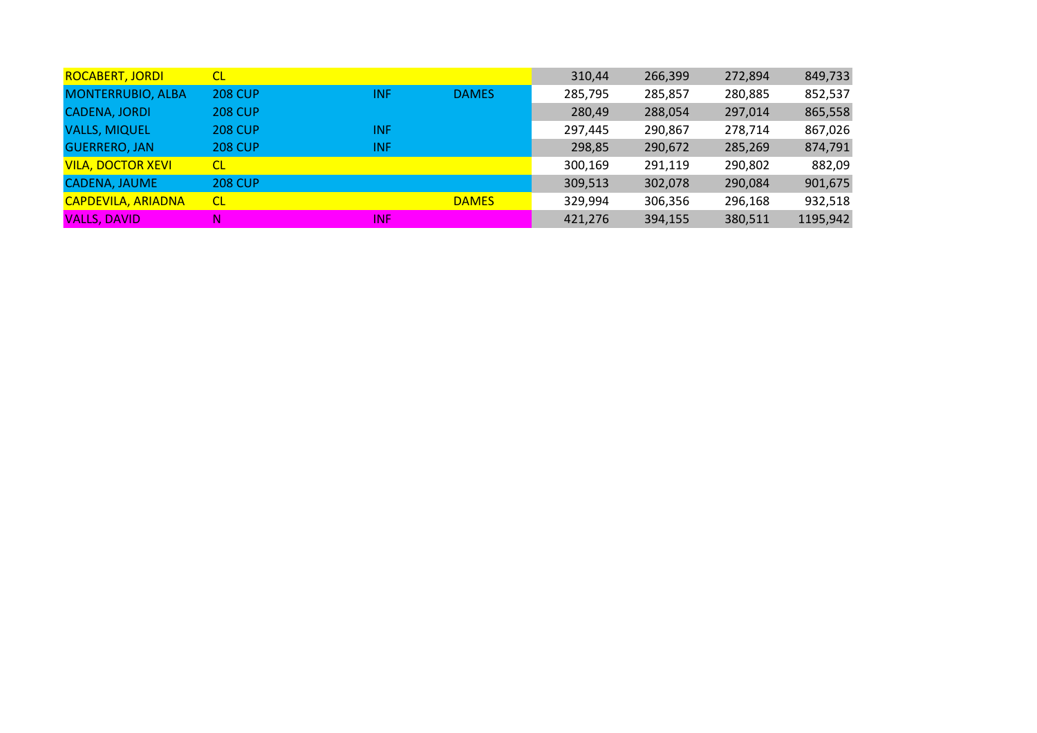| | | | | | | | |
|---|---|---|---|---|---|---|---|
| ROCABERT, JORDI | CL | | | 310,44 | 266,399 | 272,894 | 849,733 |
| MONTERRUBIO, ALBA | 208 CUP | INF | DAMES | 285,795 | 285,857 | 280,885 | 852,537 |
| CADENA, JORDI | 208 CUP | | | 280,49 | 288,054 | 297,014 | 865,558 |
| VALLS, MIQUEL | 208 CUP | INF | | 297,445 | 290,867 | 278,714 | 867,026 |
| GUERRERO, JAN | 208 CUP | INF | | 298,85 | 290,672 | 285,269 | 874,791 |
| VILA, DOCTOR XEVI | CL | | | 300,169 | 291,119 | 290,802 | 882,09 |
| CADENA, JAUME | 208 CUP | | | 309,513 | 302,078 | 290,084 | 901,675 |
| CAPDEVILA, ARIADNA | CL | | DAMES | 329,994 | 306,356 | 296,168 | 932,518 |
| VALLS, DAVID | N | INF | | 421,276 | 394,155 | 380,511 | 1195,942 |